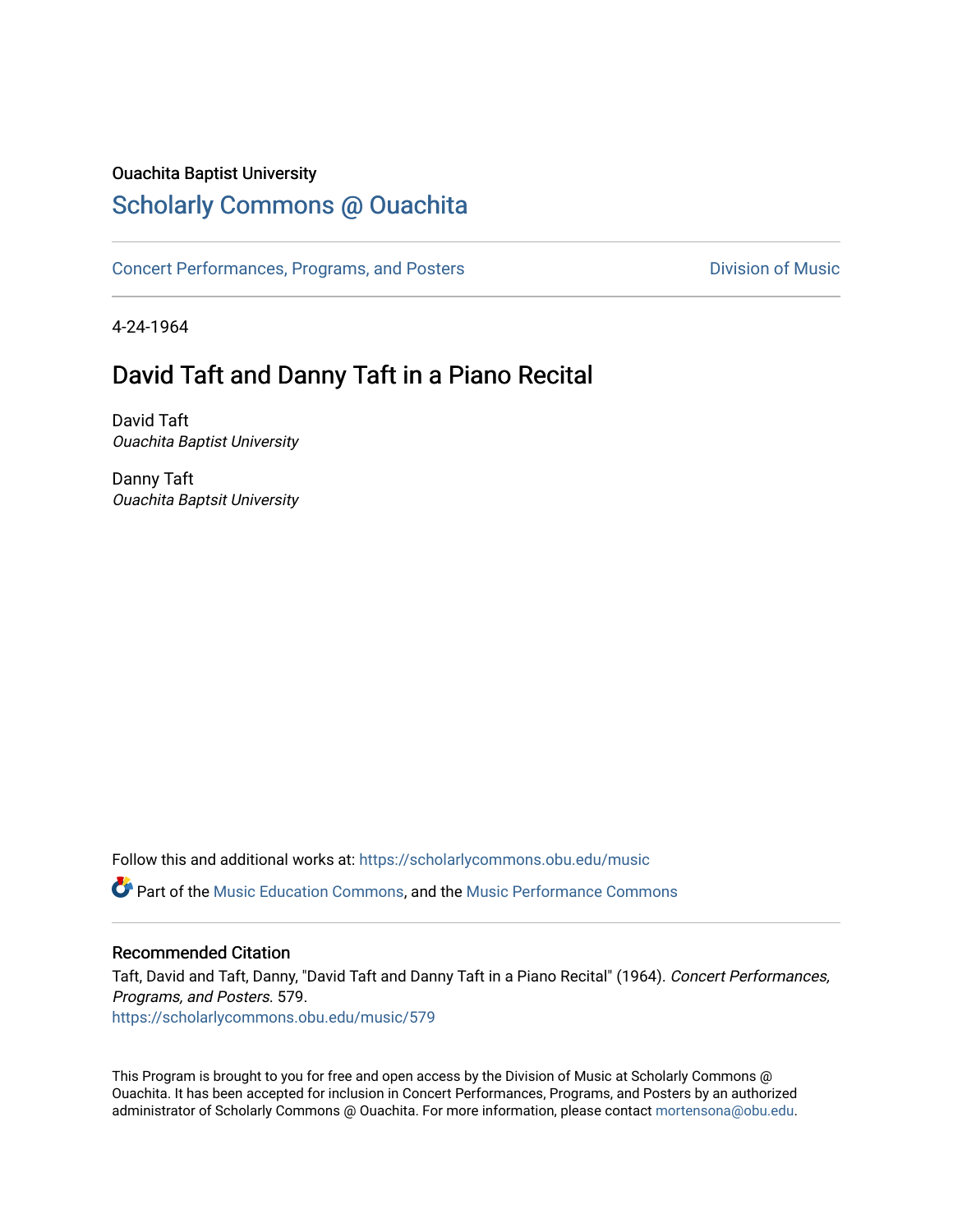Ouachita Baptist University

## Scholarly Commons @ Ouachita

Concert Performances, Programs, and Posters | Division of Music

4-24-1964

# David Taft and Danny Taft in a Piano Recital

David Taft
*Ouachita Baptist University*

Danny Taft
*Ouachita Baptsit University*

Follow this and additional works at: https://scholarlycommons.obu.edu/music

Part of the Music Education Commons, and the Music Performance Commons

### Recommended Citation

Taft, David and Taft, Danny, "David Taft and Danny Taft in a Piano Recital" (1964). *Concert Performances, Programs, and Posters*. 579.
https://scholarlycommons.obu.edu/music/579

This Program is brought to you for free and open access by the Division of Music at Scholarly Commons @ Ouachita. It has been accepted for inclusion in Concert Performances, Programs, and Posters by an authorized administrator of Scholarly Commons @ Ouachita. For more information, please contact mortensona@obu.edu.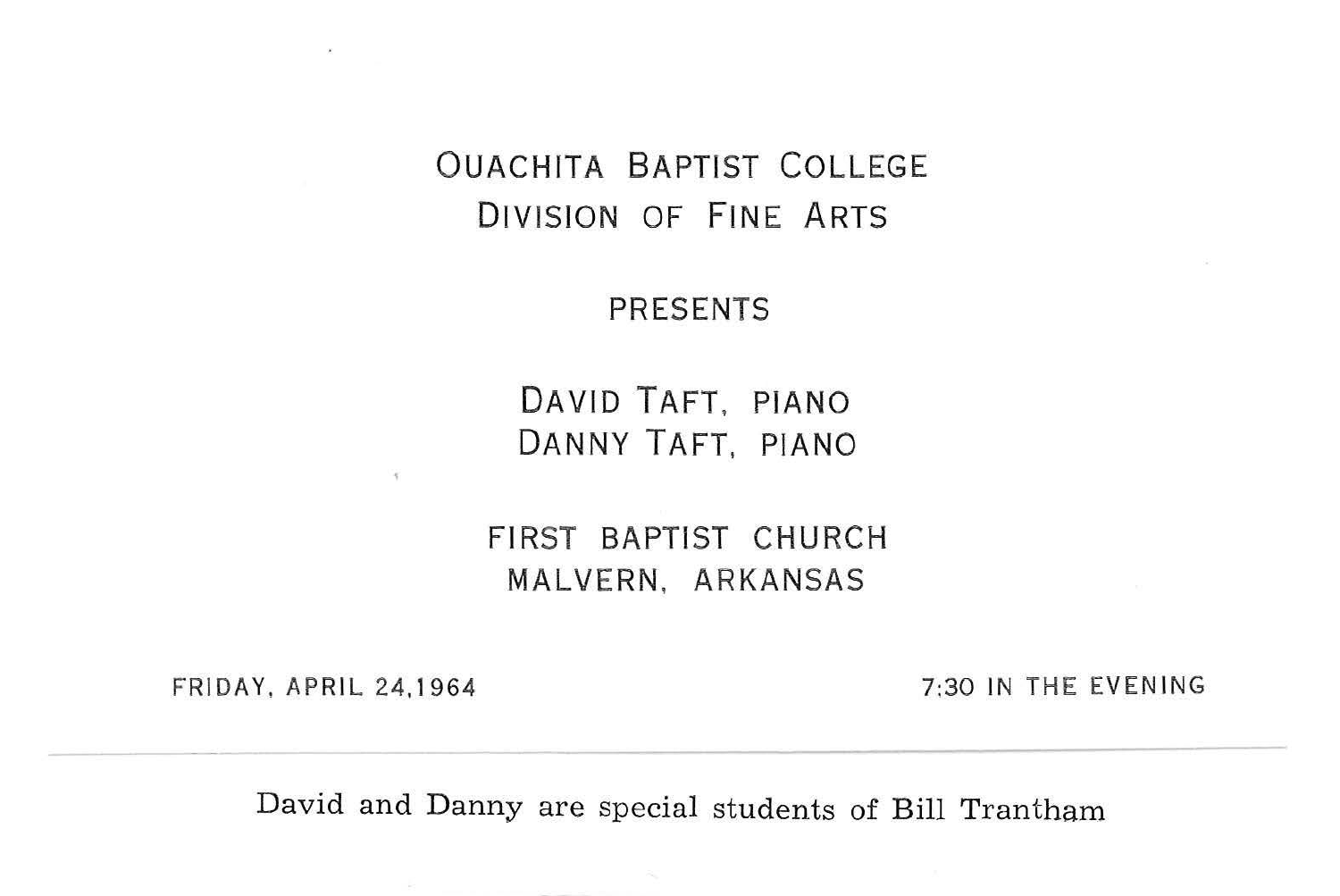# Ouachita Baptist College
## Division of Fine Arts

PRESENTS

## David Taft, piano
## Danny Taft, piano

FIRST BAPTIST CHURCH
MALVERN, ARKANSAS

FRIDAY, APRIL 24, 1964 — 7:30 IN THE EVENING

---

David and Danny are special students of Bill Trantham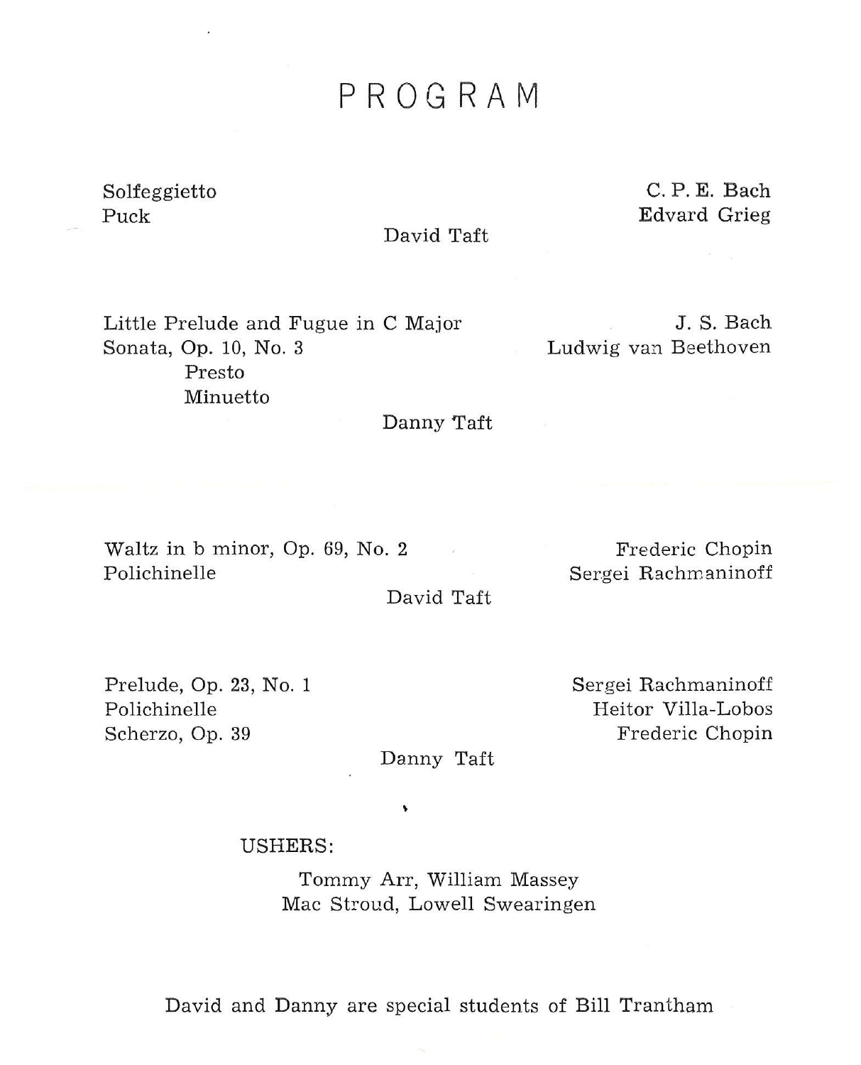# PROGRAM

| | | |
|---|---|---|
| Solfeggietto | | C. P. E. Bach |
| Puck | | Edvard Grieg |
| | David Taft | |

| | | |
|---|---|---|
| Little Prelude and Fugue in C Major | | J. S. Bach |
| Sonata, Op. 10, No. 3 | | Ludwig van Beethoven |
| Presto | | |
| Minuetto | | |
| | Danny Taft | |

| | | |
|---|---|---|
| Waltz in b minor, Op. 69, No. 2 | | Frederic Chopin |
| Polichinelle | | Sergei Rachmaninoff |
| | David Taft | |

| | | |
|---|---|---|
| Prelude, Op. 23, No. 1 | | Sergei Rachmaninoff |
| Polichinelle | | Heitor Villa-Lobos |
| Scherzo, Op. 39 | | Frederic Chopin |
| | Danny Taft | |

USHERS:

Tommy Arr, William Massey
Mac Stroud, Lowell Swearingen

David and Danny are special students of Bill Trantham